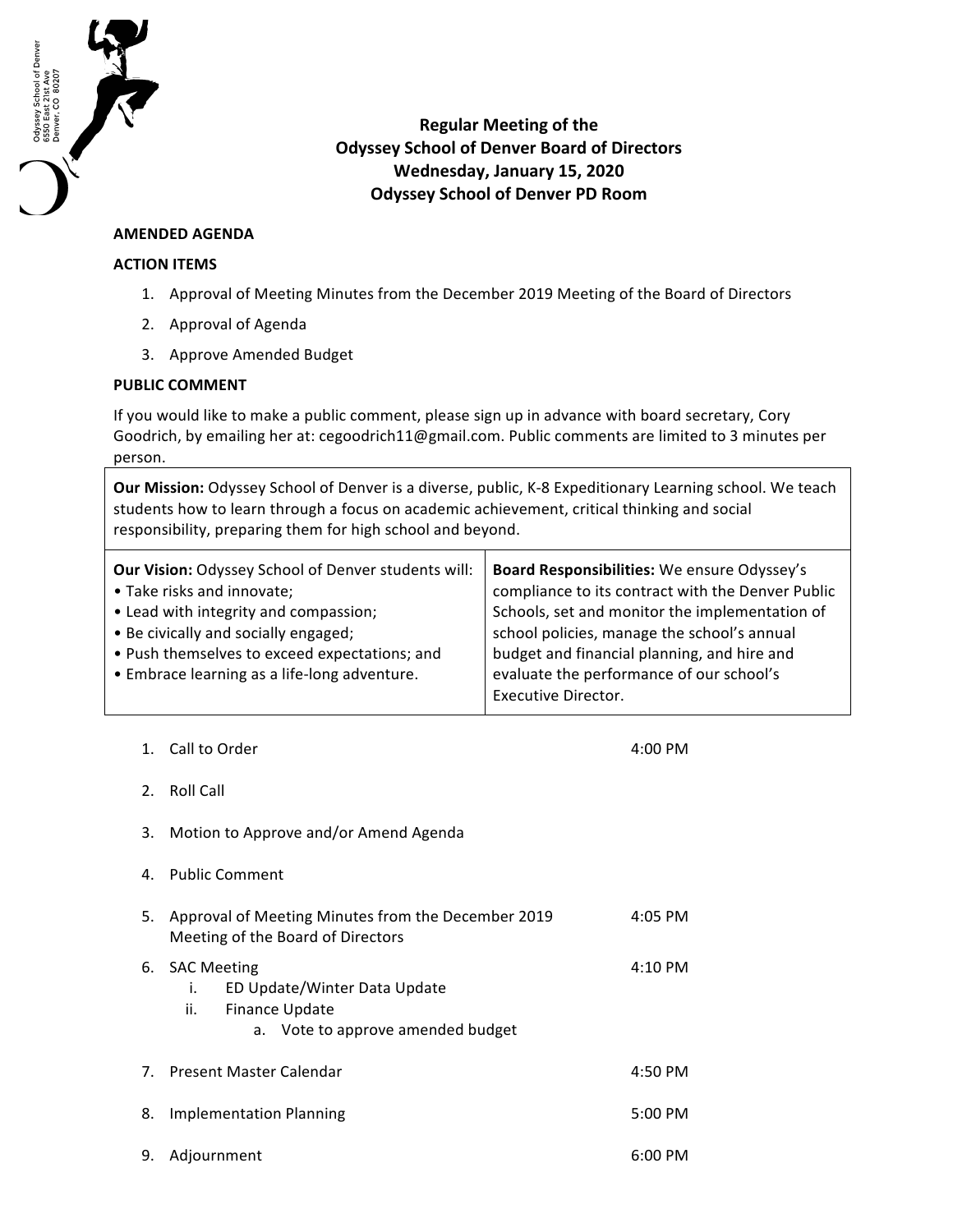Odyssey School of Denver
6550 East 21st Ave
Denver, CO 80207

# Regular Meeting of the Odyssey School of Denver Board of Directors
## Wednesday, January 15, 2020
## Odyssey School of Denver PD Room

**AMENDED AGENDA**

**ACTION ITEMS**

1. Approval of Meeting Minutes from the December 2019 Meeting of the Board of Directors
2. Approval of Agenda
3. Approve Amended Budget

**PUBLIC COMMENT**

If you would like to make a public comment, please sign up in advance with board secretary, Cory Goodrich, by emailing her at: cegoodrich11@gmail.com. Public comments are limited to 3 minutes per person.

| | |
|---|---|
| **Our Mission:** Odyssey School of Denver is a diverse, public, K-8 Expeditionary Learning school. We teach students how to learn through a focus on academic achievement, critical thinking and social responsibility, preparing them for high school and beyond. | |
| **Our Vision:** Odyssey School of Denver students will:<br>• Take risks and innovate;<br>• Lead with integrity and compassion;<br>• Be civically and socially engaged;<br>• Push themselves to exceed expectations; and<br>• Embrace learning as a life-long adventure. | **Board Responsibilities:** We ensure Odyssey's compliance to its contract with the Denver Public Schools, set and monitor the implementation of school policies, manage the school's annual budget and financial planning, and hire and evaluate the performance of our school's Executive Director. |

1. Call to Order — 4:00 PM
2. Roll Call
3. Motion to Approve and/or Amend Agenda
4. Public Comment
5. Approval of Meeting Minutes from the December 2019 Meeting of the Board of Directors — 4:05 PM
6. SAC Meeting — 4:10 PM
   i. ED Update/Winter Data Update
   ii. Finance Update
      a. Vote to approve amended budget
7. Present Master Calendar — 4:50 PM
8. Implementation Planning — 5:00 PM
9. Adjournment — 6:00 PM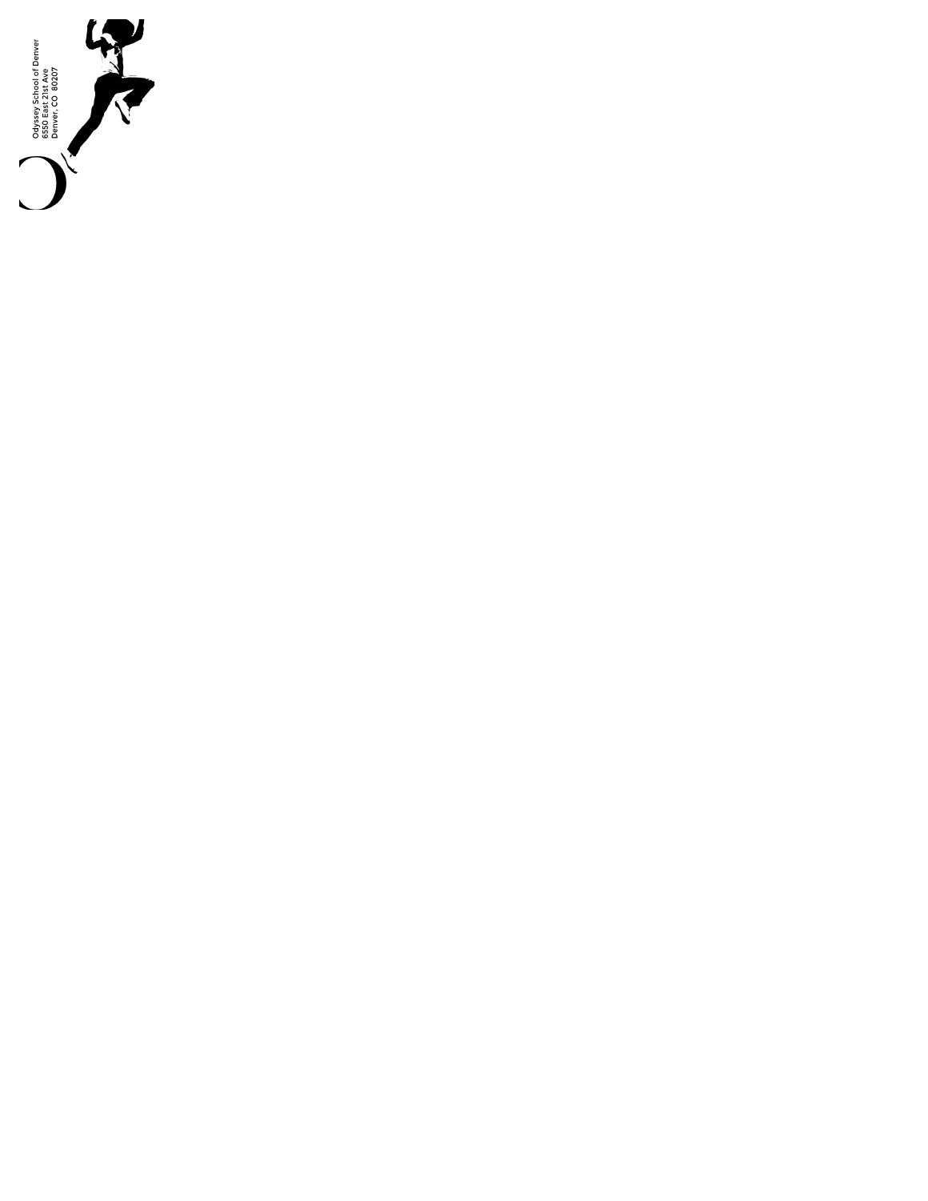Odyssey School of Denver
6550 East 21st Ave
Denver, CO 80207